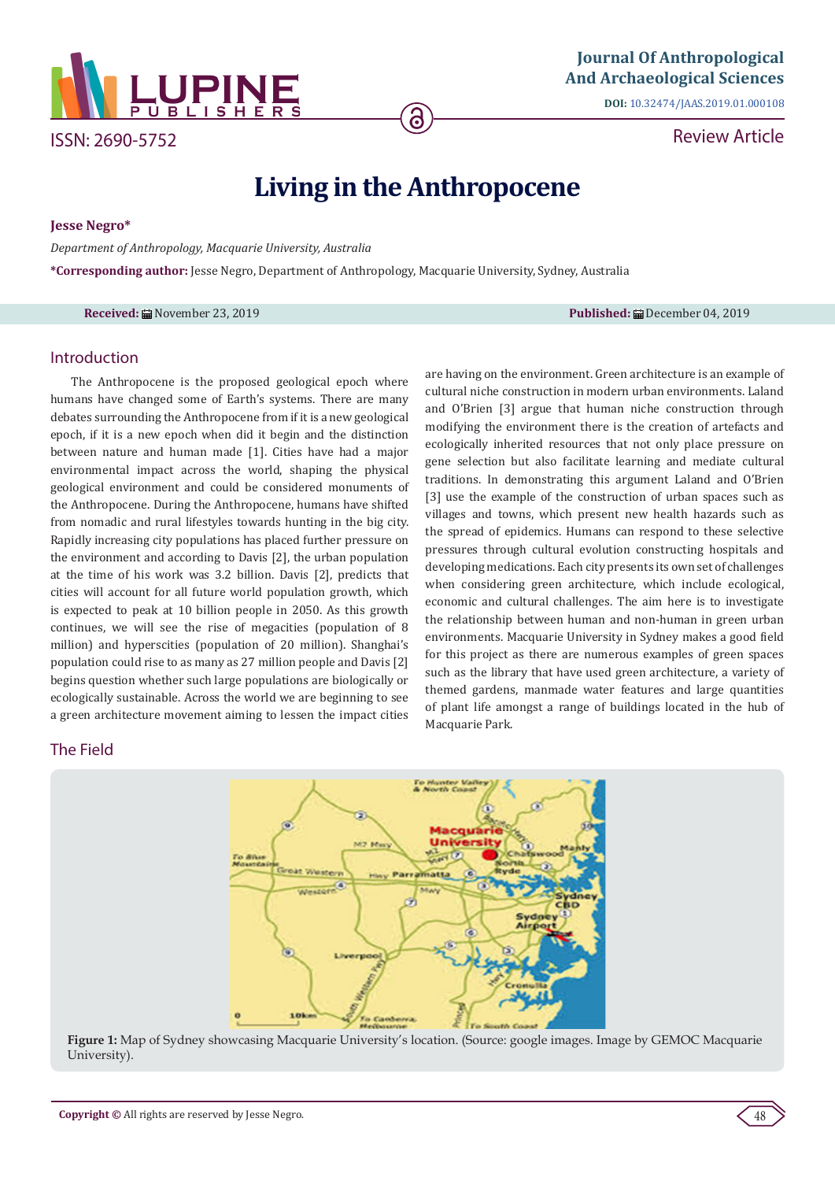Journal Of Anthropological And Archaeological Sciences

DOI: 10.32474/JAAS.2019.01.000108

ISSN: 2690-5752

Review Article

# Living in the Anthropocene

**Jesse Negro***

*Department of Anthropology, Macquarie University, Australia*

***Corresponding author:** Jesse Negro, Department of Anthropology, Macquarie University, Sydney, Australia

**Received:** November 23, 2019 **Published:** December 04, 2019

## Introduction

The Anthropocene is the proposed geological epoch where humans have changed some of Earth's systems. There are many debates surrounding the Anthropocene from if it is a new geological epoch, if it is a new epoch when did it begin and the distinction between nature and human made [1]. Cities have had a major environmental impact across the world, shaping the physical geological environment and could be considered monuments of the Anthropocene. During the Anthropocene, humans have shifted from nomadic and rural lifestyles towards hunting in the big city. Rapidly increasing city populations has placed further pressure on the environment and according to Davis [2], the urban population at the time of his work was 3.2 billion. Davis [2], predicts that cities will account for all future world population growth, which is expected to peak at 10 billion people in 2050. As this growth continues, we will see the rise of megacities (population of 8 million) and hypercities (population of 20 million). Shanghai's population could rise to as many as 27 million people and Davis [2] begins question whether such large populations are biologically or ecologically sustainable. Across the world we are beginning to see a green architecture movement aiming to lessen the impact cities are having on the environment. Green architecture is an example of cultural niche construction in modern urban environments. Laland and O'Brien [3] argue that human niche construction through modifying the environment there is the creation of artefacts and ecologically inherited resources that not only place pressure on gene selection but also facilitate learning and mediate cultural traditions. In demonstrating this argument Laland and O'Brien [3] use the example of the construction of urban spaces such as villages and towns, which present new health hazards such as the spread of epidemics. Humans can respond to these selective pressures through cultural evolution constructing hospitals and developing medications. Each city presents its own set of challenges when considering green architecture, which include ecological, economic and cultural challenges. The aim here is to investigate the relationship between human and non-human in green urban environments. Macquarie University in Sydney makes a good field for this project as there are numerous examples of green spaces such as the library that have used green architecture, a variety of themed gardens, manmade water features and large quantities of plant life amongst a range of buildings located in the hub of Macquarie Park.

## The Field

**Figure 1:** Map of Sydney showcasing Macquarie University's location. (Source: google images. Image by GEMOC Macquarie University).

**Copyright ©** All rights are reserved by Jesse Negro.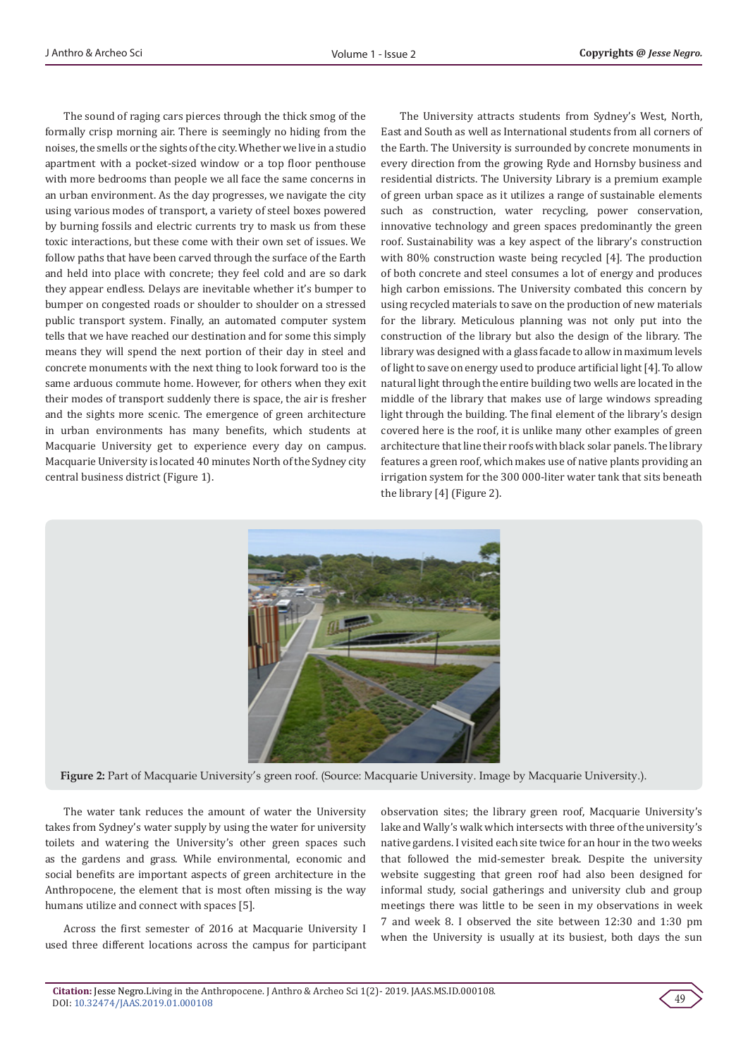The sound of raging cars pierces through the thick smog of the formally crisp morning air. There is seemingly no hiding from the noises, the smells or the sights of the city. Whether we live in a studio apartment with a pocket-sized window or a top floor penthouse with more bedrooms than people we all face the same concerns in an urban environment. As the day progresses, we navigate the city using various modes of transport, a variety of steel boxes powered by burning fossils and electric currents try to mask us from these toxic interactions, but these come with their own set of issues. We follow paths that have been carved through the surface of the Earth and held into place with concrete; they feel cold and are so dark they appear endless. Delays are inevitable whether it's bumper to bumper on congested roads or shoulder to shoulder on a stressed public transport system. Finally, an automated computer system tells that we have reached our destination and for some this simply means they will spend the next portion of their day in steel and concrete monuments with the next thing to look forward too is the same arduous commute home. However, for others when they exit their modes of transport suddenly there is space, the air is fresher and the sights more scenic. The emergence of green architecture in urban environments has many benefits, which students at Macquarie University get to experience every day on campus. Macquarie University is located 40 minutes North of the Sydney city central business district (Figure 1).

The University attracts students from Sydney's West, North, East and South as well as International students from all corners of the Earth. The University is surrounded by concrete monuments in every direction from the growing Ryde and Hornsby business and residential districts. The University Library is a premium example of green urban space as it utilizes a range of sustainable elements such as construction, water recycling, power conservation, innovative technology and green spaces predominantly the green roof. Sustainability was a key aspect of the library's construction with 80% construction waste being recycled [4]. The production of both concrete and steel consumes a lot of energy and produces high carbon emissions. The University combated this concern by using recycled materials to save on the production of new materials for the library. Meticulous planning was not only put into the construction of the library but also the design of the library. The library was designed with a glass facade to allow in maximum levels of light to save on energy used to produce artificial light [4]. To allow natural light through the entire building two wells are located in the middle of the library that makes use of large windows spreading light through the building. The final element of the library's design covered here is the roof, it is unlike many other examples of green architecture that line their roofs with black solar panels. The library features a green roof, which makes use of native plants providing an irrigation system for the 300 000-liter water tank that sits beneath the library [4] (Figure 2).

**Figure 2:** Part of Macquarie University's green roof. (Source: Macquarie University. Image by Macquarie University.).

The water tank reduces the amount of water the University takes from Sydney's water supply by using the water for university toilets and watering the University's other green spaces such as the gardens and grass. While environmental, economic and social benefits are important aspects of green architecture in the Anthropocene, the element that is most often missing is the way humans utilize and connect with spaces [5].

Across the first semester of 2016 at Macquarie University I used three different locations across the campus for participant observation sites; the library green roof, Macquarie University's lake and Wally's walk which intersects with three of the university's native gardens. I visited each site twice for an hour in the two weeks that followed the mid-semester break. Despite the university website suggesting that green roof had also been designed for informal study, social gatherings and university club and group meetings there was little to be seen in my observations in week 7 and week 8. I observed the site between 12:30 and 1:30 pm when the University is usually at its busiest, both days the sun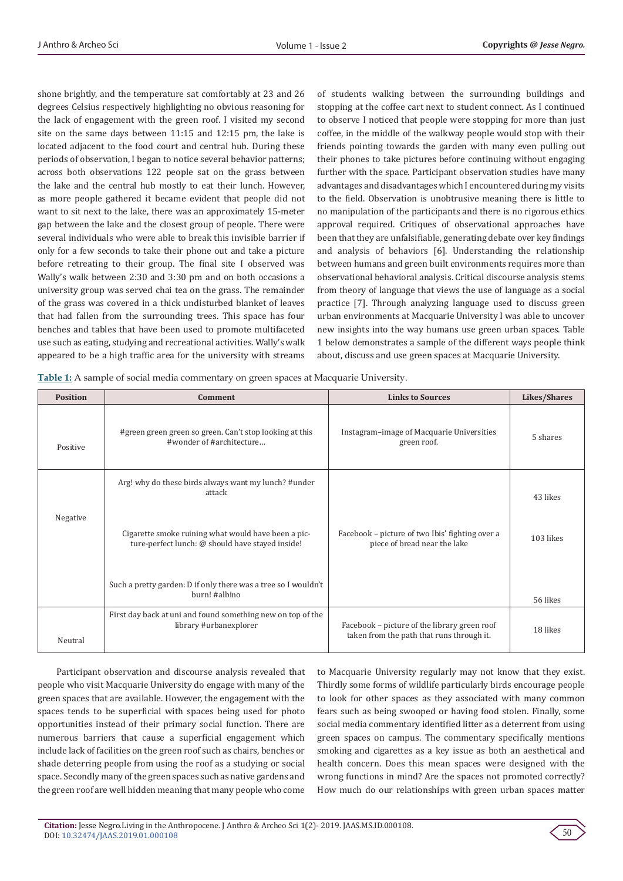shone brightly, and the temperature sat comfortably at 23 and 26 degrees Celsius respectively highlighting no obvious reasoning for the lack of engagement with the green roof. I visited my second site on the same days between 11:15 and 12:15 pm, the lake is located adjacent to the food court and central hub. During these periods of observation, I began to notice several behavior patterns; across both observations 122 people sat on the grass between the lake and the central hub mostly to eat their lunch. However, as more people gathered it became evident that people did not want to sit next to the lake, there was an approximately 15-meter gap between the lake and the closest group of people. There were several individuals who were able to break this invisible barrier if only for a few seconds to take their phone out and take a picture before retreating to their group. The final site I observed was Wally's walk between 2:30 and 3:30 pm and on both occasions a university group was served chai tea on the grass. The remainder of the grass was covered in a thick undisturbed blanket of leaves that had fallen from the surrounding trees. This space has four benches and tables that have been used to promote multifaceted use such as eating, studying and recreational activities. Wally's walk appeared to be a high traffic area for the university with streams of students walking between the surrounding buildings and stopping at the coffee cart next to student connect. As I continued to observe I noticed that people were stopping for more than just coffee, in the middle of the walkway people would stop with their friends pointing towards the garden with many even pulling out their phones to take pictures before continuing without engaging further with the space. Participant observation studies have many advantages and disadvantages which I encountered during my visits to the field. Observation is unobtrusive meaning there is little to no manipulation of the participants and there is no rigorous ethics approval required. Critiques of observational approaches have been that they are unfalsifiable, generating debate over key findings and analysis of behaviors [6]. Understanding the relationship between humans and green built environments requires more than observational behavioral analysis. Critical discourse analysis stems from theory of language that views the use of language as a social practice [7]. Through analyzing language used to discuss green urban environments at Macquarie University I was able to uncover new insights into the way humans use green urban spaces. Table 1 below demonstrates a sample of the different ways people think about, discuss and use green spaces at Macquarie University.

**Table 1:** A sample of social media commentary on green spaces at Macquarie University.

| Position | Comment | Links to Sources | Likes/Shares |
|---|---|---|---|
| Positive | #green green green so green. Can't stop looking at this #wonder of #architecture… | Instagram–image of Macquarie Universities green roof. | 5 shares |
| Negative | Arg! why do these birds always want my lunch? #under attack | Facebook – picture of two Ibis' fighting over a piece of bread near the lake | 43 likes |
| | Cigarette smoke ruining what would have been a picture-perfect lunch: @ should have stayed inside! | | 103 likes |
| | Such a pretty garden: D if only there was a tree so I wouldn't burn! #albino | | 56 likes |
| Neutral | First day back at uni and found something new on top of the library #urbanexplorer | Facebook – picture of the library green roof taken from the path that runs through it. | 18 likes |

Participant observation and discourse analysis revealed that people who visit Macquarie University do engage with many of the green spaces that are available. However, the engagement with the spaces tends to be superficial with spaces being used for photo opportunities instead of their primary social function. There are numerous barriers that cause a superficial engagement which include lack of facilities on the green roof such as chairs, benches or shade deterring people from using the roof as a studying or social space. Secondly many of the green spaces such as native gardens and the green roof are well hidden meaning that many people who come to Macquarie University regularly may not know that they exist. Thirdly some forms of wildlife particularly birds encourage people to look for other spaces as they associated with many common fears such as being swooped or having food stolen. Finally, some social media commentary identified litter as a deterrent from using green spaces on campus. The commentary specifically mentions smoking and cigarettes as a key issue as both an aesthetical and health concern. Does this mean spaces were designed with the wrong functions in mind? Are the spaces not promoted correctly? How much do our relationships with green urban spaces matter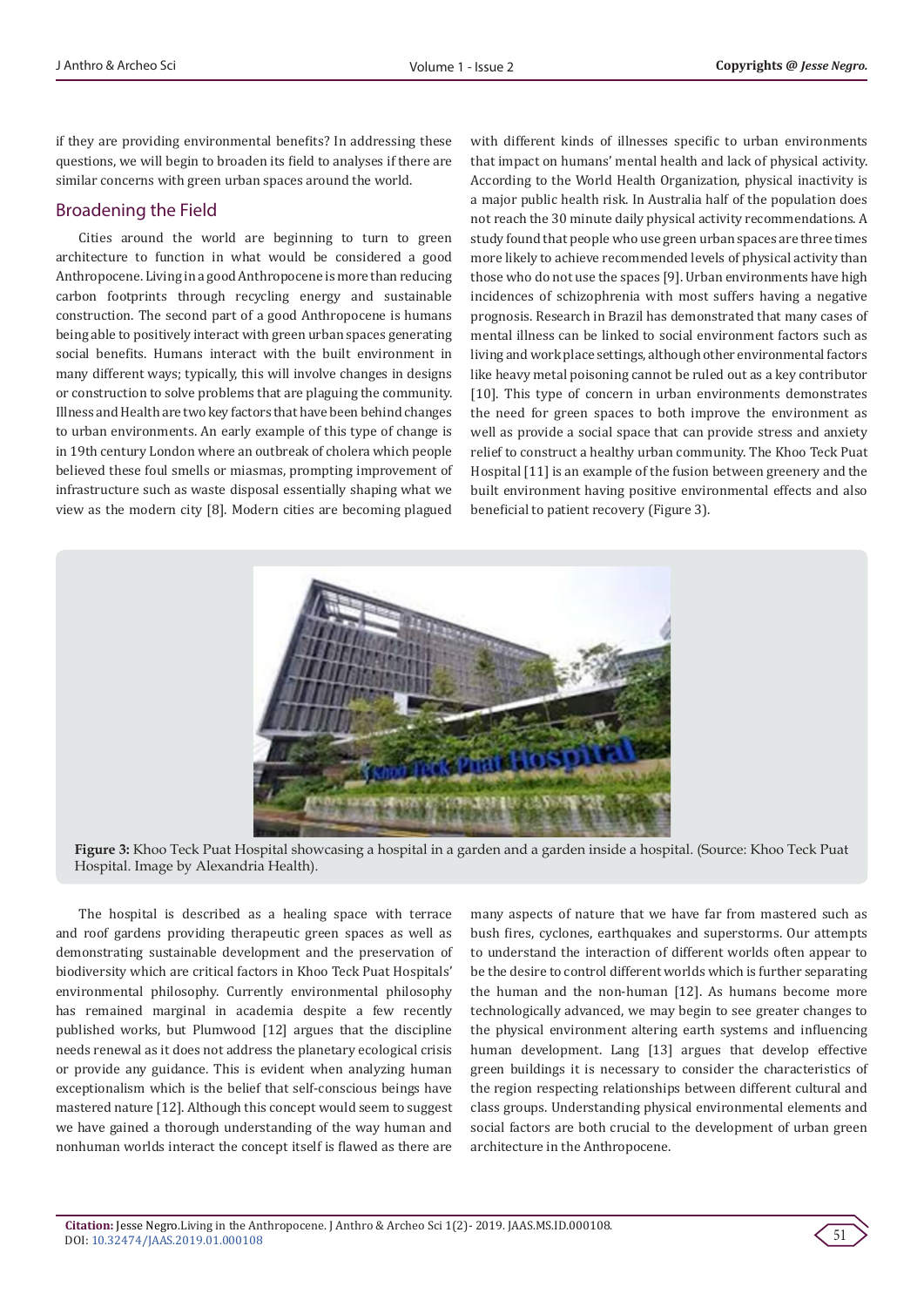if they are providing environmental benefits? In addressing these questions, we will begin to broaden its field to analyses if there are similar concerns with green urban spaces around the world.

## Broadening the Field

Cities around the world are beginning to turn to green architecture to function in what would be considered a good Anthropocene. Living in a good Anthropocene is more than reducing carbon footprints through recycling energy and sustainable construction. The second part of a good Anthropocene is humans being able to positively interact with green urban spaces generating social benefits. Humans interact with the built environment in many different ways; typically, this will involve changes in designs or construction to solve problems that are plaguing the community. Illness and Health are two key factors that have been behind changes to urban environments. An early example of this type of change is in 19th century London where an outbreak of cholera which people believed these foul smells or miasmas, prompting improvement of infrastructure such as waste disposal essentially shaping what we view as the modern city [8]. Modern cities are becoming plagued with different kinds of illnesses specific to urban environments that impact on humans' mental health and lack of physical activity. According to the World Health Organization, physical inactivity is a major public health risk. In Australia half of the population does not reach the 30 minute daily physical activity recommendations. A study found that people who use green urban spaces are three times more likely to achieve recommended levels of physical activity than those who do not use the spaces [9]. Urban environments have high incidences of schizophrenia with most suffers having a negative prognosis. Research in Brazil has demonstrated that many cases of mental illness can be linked to social environment factors such as living and workplace settings, although other environmental factors like heavy metal poisoning cannot be ruled out as a key contributor [10]. This type of concern in urban environments demonstrates the need for green spaces to both improve the environment as well as provide a social space that can provide stress and anxiety relief to construct a healthy urban community. The Khoo Teck Puat Hospital [11] is an example of the fusion between greenery and the built environment having positive environmental effects and also beneficial to patient recovery (Figure 3).

**Figure 3:** Khoo Teck Puat Hospital showcasing a hospital in a garden and a garden inside a hospital. (Source: Khoo Teck Puat Hospital. Image by Alexandria Health).

The hospital is described as a healing space with terrace and roof gardens providing therapeutic green spaces as well as demonstrating sustainable development and the preservation of biodiversity which are critical factors in Khoo Teck Puat Hospitals' environmental philosophy. Currently environmental philosophy has remained marginal in academia despite a few recently published works, but Plumwood [12] argues that the discipline needs renewal as it does not address the planetary ecological crisis or provide any guidance. This is evident when analyzing human exceptionalism which is the belief that self-conscious beings have mastered nature [12]. Although this concept would seem to suggest we have gained a thorough understanding of the way human and nonhuman worlds interact the concept itself is flawed as there are many aspects of nature that we have far from mastered such as bush fires, cyclones, earthquakes and superstorms. Our attempts to understand the interaction of different worlds often appear to be the desire to control different worlds which is further separating the human and the non-human [12]. As humans become more technologically advanced, we may begin to see greater changes to the physical environment altering earth systems and influencing human development. Lang [13] argues that develop effective green buildings it is necessary to consider the characteristics of the region respecting relationships between different cultural and class groups. Understanding physical environmental elements and social factors are both crucial to the development of urban green architecture in the Anthropocene.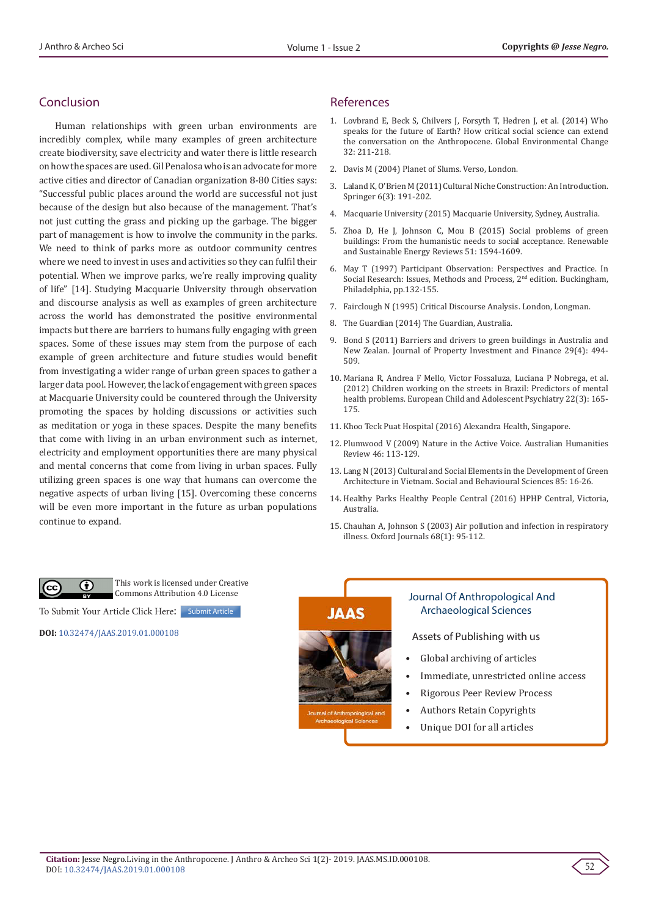## Conclusion

Human relationships with green urban environments are incredibly complex, while many examples of green architecture create biodiversity, save electricity and water there is little research on how the spaces are used. Gil Penalosa who is an advocate for more active cities and director of Canadian organization 8-80 Cities says: "Successful public places around the world are successful not just because of the design but also because of the management. That's not just cutting the grass and picking up the garbage. The bigger part of management is how to involve the community in the parks. We need to think of parks more as outdoor community centres where we need to invest in uses and activities so they can fulfil their potential. When we improve parks, we're really improving quality of life" [14]. Studying Macquarie University through observation and discourse analysis as well as examples of green architecture across the world has demonstrated the positive environmental impacts but there are barriers to humans fully engaging with green spaces. Some of these issues may stem from the purpose of each example of green architecture and future studies would benefit from investigating a wider range of urban green spaces to gather a larger data pool. However, the lack of engagement with green spaces at Macquarie University could be countered through the University promoting the spaces by holding discussions or activities such as meditation or yoga in these spaces. Despite the many benefits that come with living in an urban environment such as internet, electricity and employment opportunities there are many physical and mental concerns that come from living in urban spaces. Fully utilizing green spaces is one way that humans can overcome the negative aspects of urban living [15]. Overcoming these concerns will be even more important in the future as urban populations continue to expand.

## References

1. Lovbrand E, Beck S, Chilvers J, Forsyth T, Hedren J, et al. (2014) Who speaks for the future of Earth? How critical social science can extend the conversation on the Anthropocene. Global Environmental Change 32: 211-218.
2. Davis M (2004) Planet of Slums. Verso, London.
3. Laland K, O'Brien M (2011) Cultural Niche Construction: An Introduction. Springer 6(3): 191-202.
4. Macquarie University (2015) Macquarie University, Sydney, Australia.
5. Zhoa D, He J, Johnson C, Mou B (2015) Social problems of green buildings: From the humanistic needs to social acceptance. Renewable and Sustainable Energy Reviews 51: 1594-1609.
6. May T (1997) Participant Observation: Perspectives and Practice. In Social Research: Issues, Methods and Process, 2nd edition. Buckingham, Philadelphia, pp.132-155.
7. Fairclough N (1995) Critical Discourse Analysis. London, Longman.
8. The Guardian (2014) The Guardian, Australia.
9. Bond S (2011) Barriers and drivers to green buildings in Australia and New Zealand. Journal of Property Investment and Finance 29(4): 494-509.
10. Mariana R, Andrea F Mello, Victor Fossaluza, Luciana P Nobrega, et al. (2012) Children working on the streets in Brazil: Predictors of mental health problems. European Child and Adolescent Psychiatry 22(3): 165-175.
11. Khoo Teck Puat Hospital (2016) Alexandra Health, Singapore.
12. Plumwood V (2009) Nature in the Active Voice. Australian Humanities Review 46: 113-129.
13. Lang N (2013) Cultural and Social Elements in the Development of Green Architecture in Vietnam. Social and Behavioural Sciences 85: 16-26.
14. Healthy Parks Healthy People Central (2016) HPHP Central, Victoria, Australia.
15. Chauhan A, Johnson S (2003) Air pollution and infection in respiratory illness. Oxford Journals 68(1): 95-112.

This work is licensed under Creative Commons Attribution 4.0 License

To Submit Your Article Click Here: Submit Article

**DOI:** 10.32474/JAAS.2019.01.000108

Journal Of Anthropological And Archaeological Sciences

Assets of Publishing with us

- Global archiving of articles
- Immediate, unrestricted online access
- Rigorous Peer Review Process
- Authors Retain Copyrights
- Unique DOI for all articles

**Citation:** Jesse Negro.Living in the Anthropocene. J Anthro & Archeo Sci 1(2)- 2019. JAAS.MS.ID.000108.
DOI: 10.32474/JAAS.2019.01.000108